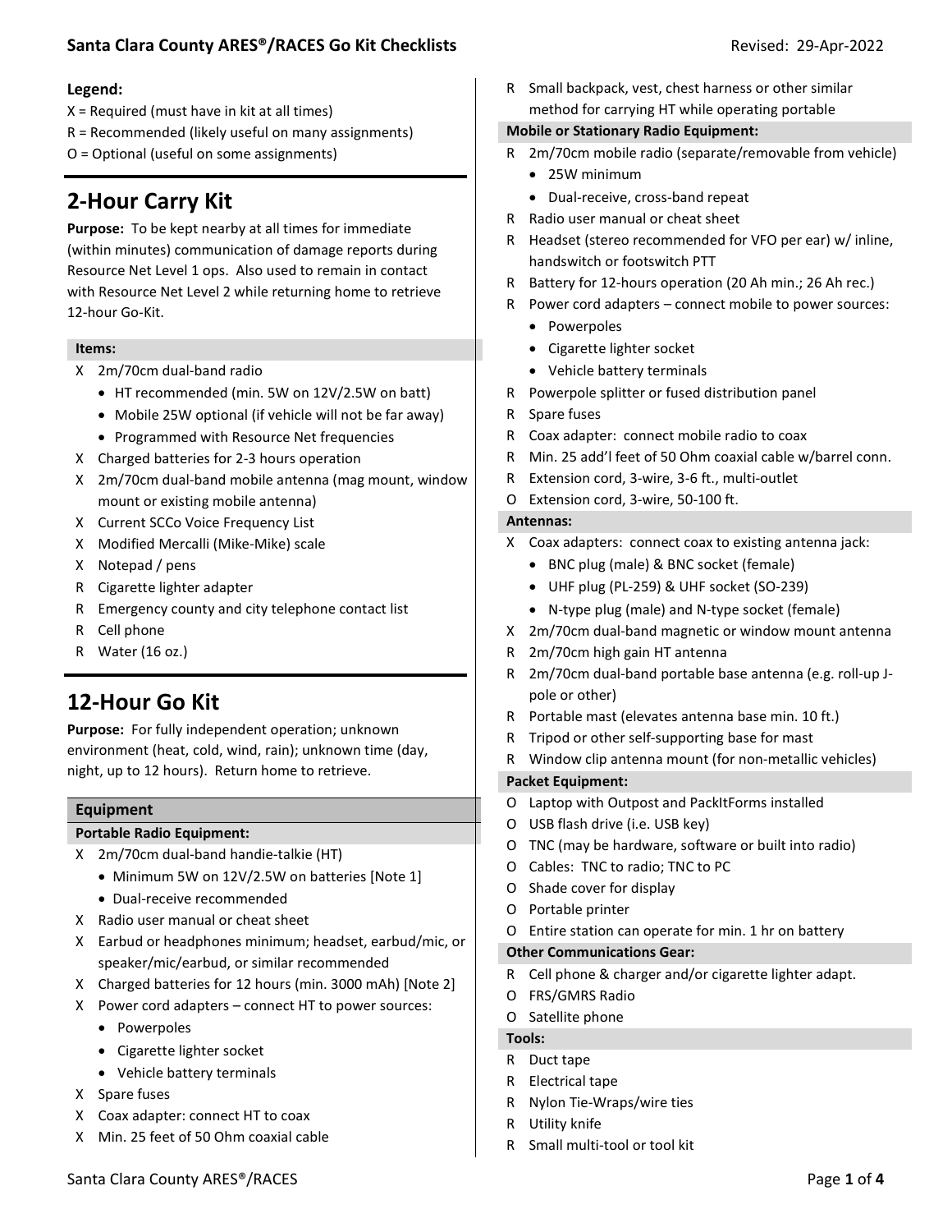**Legend:**

X = Required (must have in kit at all times)
R = Recommended (likely useful on many assignments)
O = Optional (useful on some assignments)

# 2-Hour Carry Kit

**Purpose:** To be kept nearby at all times for immediate (within minutes) communication of damage reports during Resource Net Level 1 ops. Also used to remain in contact with Resource Net Level 2 while returning home to retrieve 12-hour Go-Kit.

**Items:**

- X 2m/70cm dual-band radio
  - HT recommended (min. 5W on 12V/2.5W on batt)
  - Mobile 25W optional (if vehicle will not be far away)
  - Programmed with Resource Net frequencies
- X Charged batteries for 2-3 hours operation
- X 2m/70cm dual-band mobile antenna (mag mount, window mount or existing mobile antenna)
- X Current SCCo Voice Frequency List
- X Modified Mercalli (Mike-Mike) scale
- X Notepad / pens
- R Cigarette lighter adapter
- R Emergency county and city telephone contact list
- R Cell phone
- R Water (16 oz.)

# 12-Hour Go Kit

**Purpose:** For fully independent operation; unknown environment (heat, cold, wind, rain); unknown time (day, night, up to 12 hours). Return home to retrieve.

## Equipment

**Portable Radio Equipment:**

- X 2m/70cm dual-band handie-talkie (HT)
  - Minimum 5W on 12V/2.5W on batteries [Note 1]
  - Dual-receive recommended
- X Radio user manual or cheat sheet
- X Earbud or headphones minimum; headset, earbud/mic, or speaker/mic/earbud, or similar recommended
- X Charged batteries for 12 hours (min. 3000 mAh) [Note 2]
- X Power cord adapters – connect HT to power sources:
  - Powerpoles
  - Cigarette lighter socket
  - Vehicle battery terminals
- X Spare fuses
- X Coax adapter: connect HT to coax
- X Min. 25 feet of 50 Ohm coaxial cable
- R Small backpack, vest, chest harness or other similar method for carrying HT while operating portable

**Mobile or Stationary Radio Equipment:**

- R 2m/70cm mobile radio (separate/removable from vehicle)
  - 25W minimum
  - Dual-receive, cross-band repeat
- R Radio user manual or cheat sheet
- R Headset (stereo recommended for VFO per ear) w/ inline, handswitch or footswitch PTT
- R Battery for 12-hours operation (20 Ah min.; 26 Ah rec.)
- R Power cord adapters – connect mobile to power sources:
  - Powerpoles
  - Cigarette lighter socket
  - Vehicle battery terminals
- R Powerpole splitter or fused distribution panel
- R Spare fuses
- R Coax adapter: connect mobile radio to coax
- R Min. 25 add'l feet of 50 Ohm coaxial cable w/barrel conn.
- R Extension cord, 3-wire, 3-6 ft., multi-outlet
- O Extension cord, 3-wire, 50-100 ft.

**Antennas:**

- X Coax adapters: connect coax to existing antenna jack:
  - BNC plug (male) & BNC socket (female)
  - UHF plug (PL-259) & UHF socket (SO-239)
  - N-type plug (male) and N-type socket (female)
- X 2m/70cm dual-band magnetic or window mount antenna
- R 2m/70cm high gain HT antenna
- R 2m/70cm dual-band portable base antenna (e.g. roll-up J-pole or other)
- R Portable mast (elevates antenna base min. 10 ft.)
- R Tripod or other self-supporting base for mast
- R Window clip antenna mount (for non-metallic vehicles)

**Packet Equipment:**

- O Laptop with Outpost and PackItForms installed
- O USB flash drive (i.e. USB key)
- O TNC (may be hardware, software or built into radio)
- O Cables: TNC to radio; TNC to PC
- O Shade cover for display
- O Portable printer
- O Entire station can operate for min. 1 hr on battery

**Other Communications Gear:**

- R Cell phone & charger and/or cigarette lighter adapt.
- O FRS/GMRS Radio
- O Satellite phone

**Tools:**

- R Duct tape
- R Electrical tape
- R Nylon Tie-Wraps/wire ties
- R Utility knife
- R Small multi-tool or tool kit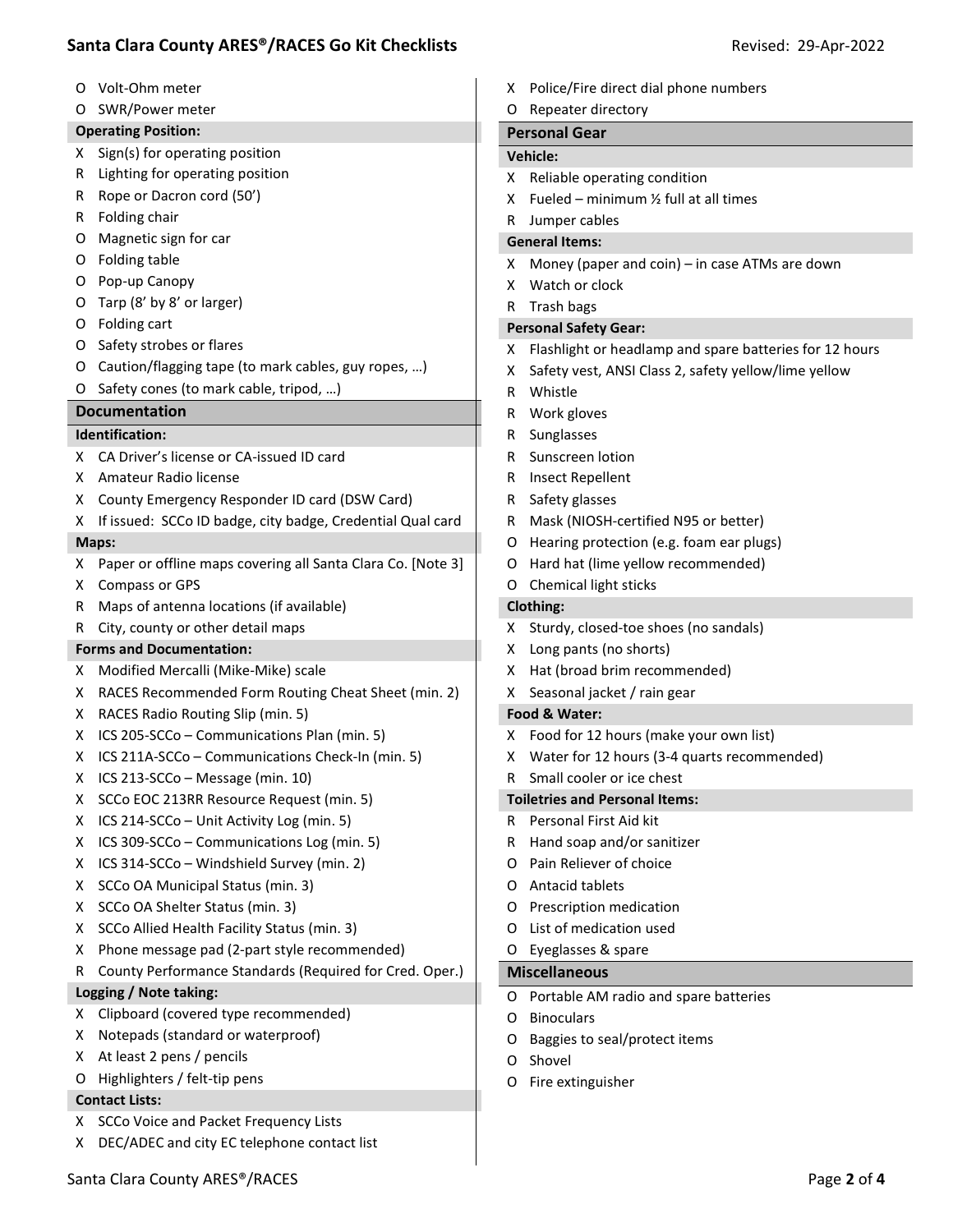- O Volt-Ohm meter
- O SWR/Power meter

**Operating Position:**

- X Sign(s) for operating position
- R Lighting for operating position
- R Rope or Dacron cord (50’)
- R Folding chair
- O Magnetic sign for car
- O Folding table
- O Pop-up Canopy
- O Tarp (8’ by 8’ or larger)
- O Folding cart
- O Safety strobes or flares
- O Caution/flagging tape (to mark cables, guy ropes, …)
- O Safety cones (to mark cable, tripod, …)

## Documentation

**Identification:**

- X CA Driver’s license or CA-issued ID card
- X Amateur Radio license
- X County Emergency Responder ID card (DSW Card)
- X If issued: SCCo ID badge, city badge, Credential Qual card

**Maps:**

- X Paper or offline maps covering all Santa Clara Co. [Note 3]
- X Compass or GPS
- R Maps of antenna locations (if available)
- R City, county or other detail maps

**Forms and Documentation:**

- X Modified Mercalli (Mike-Mike) scale
- X RACES Recommended Form Routing Cheat Sheet (min. 2)
- X RACES Radio Routing Slip (min. 5)
- X ICS 205-SCCo – Communications Plan (min. 5)
- X ICS 211A-SCCo – Communications Check-In (min. 5)
- X ICS 213-SCCo – Message (min. 10)
- X SCCo EOC 213RR Resource Request (min. 5)
- X ICS 214-SCCo – Unit Activity Log (min. 5)
- X ICS 309-SCCo – Communications Log (min. 5)
- X ICS 314-SCCo – Windshield Survey (min. 2)
- X SCCo OA Municipal Status (min. 3)
- X SCCo OA Shelter Status (min. 3)
- X SCCo Allied Health Facility Status (min. 3)
- X Phone message pad (2-part style recommended)
- R County Performance Standards (Required for Cred. Oper.)

**Logging / Note taking:**

- X Clipboard (covered type recommended)
- X Notepads (standard or waterproof)
- X At least 2 pens / pencils
- O Highlighters / felt-tip pens

**Contact Lists:**

- X SCCo Voice and Packet Frequency Lists
- X DEC/ADEC and city EC telephone contact list
- X Police/Fire direct dial phone numbers
- O Repeater directory

## Personal Gear

**Vehicle:**

- X Reliable operating condition
- X Fueled – minimum ½ full at all times
- R Jumper cables

**General Items:**

- X Money (paper and coin) – in case ATMs are down
- X Watch or clock
- R Trash bags

**Personal Safety Gear:**

- X Flashlight or headlamp and spare batteries for 12 hours
- X Safety vest, ANSI Class 2, safety yellow/lime yellow
- R Whistle
- R Work gloves
- R Sunglasses
- R Sunscreen lotion
- R Insect Repellent
- R Safety glasses
- R Mask (NIOSH-certified N95 or better)
- O Hearing protection (e.g. foam ear plugs)
- O Hard hat (lime yellow recommended)
- O Chemical light sticks

**Clothing:**

- X Sturdy, closed-toe shoes (no sandals)
- X Long pants (no shorts)
- X Hat (broad brim recommended)
- X Seasonal jacket / rain gear

**Food & Water:**

- X Food for 12 hours (make your own list)
- X Water for 12 hours (3-4 quarts recommended)
- R Small cooler or ice chest

**Toiletries and Personal Items:**

- R Personal First Aid kit
- R Hand soap and/or sanitizer
- O Pain Reliever of choice
- O Antacid tablets
- O Prescription medication
- O List of medication used
- O Eyeglasses & spare

## Miscellaneous

- O Portable AM radio and spare batteries
- O Binoculars
- O Baggies to seal/protect items
- O Shovel
- O Fire extinguisher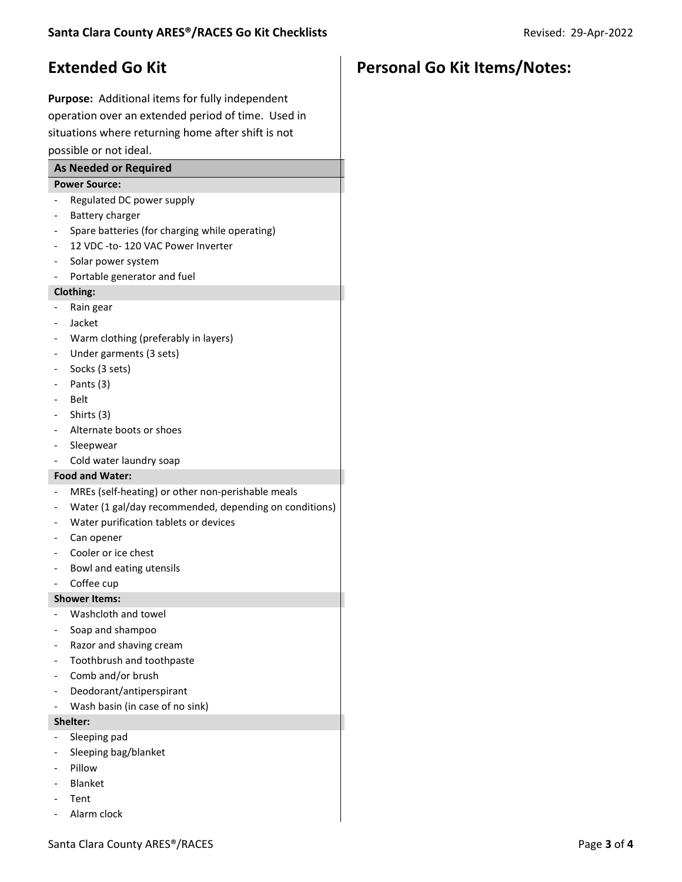## Extended Go Kit

**Purpose:** Additional items for fully independent operation over an extended period of time. Used in situations where returning home after shift is not possible or not ideal.

**As Needed or Required**

**Power Source:**

- Regulated DC power supply
- Battery charger
- Spare batteries (for charging while operating)
- 12 VDC -to- 120 VAC Power Inverter
- Solar power system
- Portable generator and fuel

**Clothing:**

- Rain gear
- Jacket
- Warm clothing (preferably in layers)
- Under garments (3 sets)
- Socks (3 sets)
- Pants (3)
- Belt
- Shirts (3)
- Alternate boots or shoes
- Sleepwear
- Cold water laundry soap

**Food and Water:**

- MREs (self-heating) or other non-perishable meals
- Water (1 gal/day recommended, depending on conditions)
- Water purification tablets or devices
- Can opener
- Cooler or ice chest
- Bowl and eating utensils
- Coffee cup

**Shower Items:**

- Washcloth and towel
- Soap and shampoo
- Razor and shaving cream
- Toothbrush and toothpaste
- Comb and/or brush
- Deodorant/antiperspirant
- Wash basin (in case of no sink)

**Shelter:**

- Sleeping pad
- Sleeping bag/blanket
- Pillow
- Blanket
- Tent
- Alarm clock

## Personal Go Kit Items/Notes: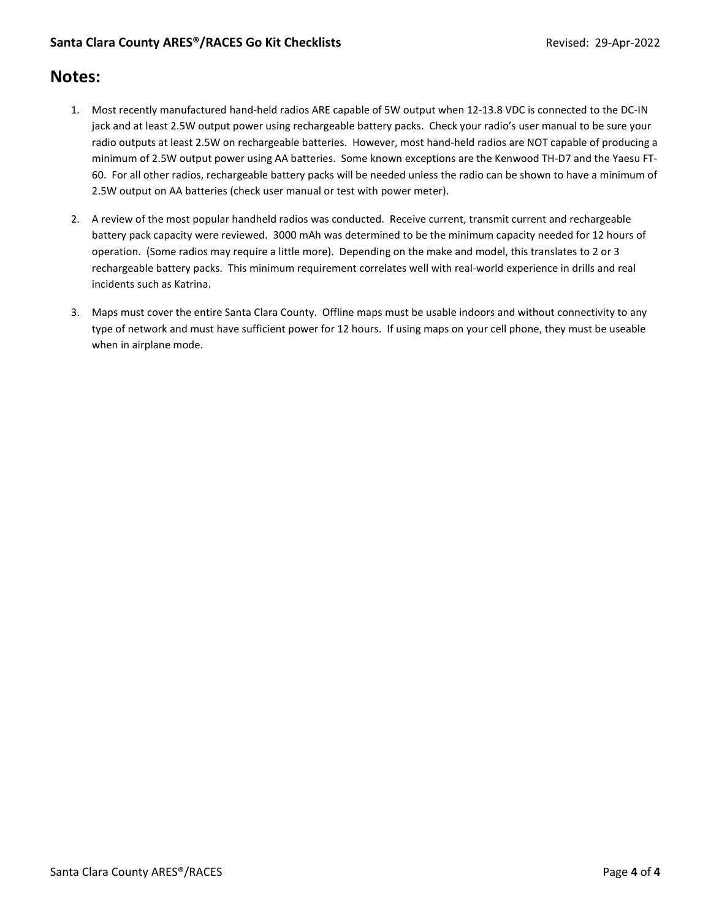## Notes:

1. Most recently manufactured hand-held radios ARE capable of 5W output when 12-13.8 VDC is connected to the DC-IN jack and at least 2.5W output power using rechargeable battery packs. Check your radio's user manual to be sure your radio outputs at least 2.5W on rechargeable batteries. However, most hand-held radios are NOT capable of producing a minimum of 2.5W output power using AA batteries. Some known exceptions are the Kenwood TH-D7 and the Yaesu FT-60. For all other radios, rechargeable battery packs will be needed unless the radio can be shown to have a minimum of 2.5W output on AA batteries (check user manual or test with power meter).

2. A review of the most popular handheld radios was conducted. Receive current, transmit current and rechargeable battery pack capacity were reviewed. 3000 mAh was determined to be the minimum capacity needed for 12 hours of operation. (Some radios may require a little more). Depending on the make and model, this translates to 2 or 3 rechargeable battery packs. This minimum requirement correlates well with real-world experience in drills and real incidents such as Katrina.

3. Maps must cover the entire Santa Clara County. Offline maps must be usable indoors and without connectivity to any type of network and must have sufficient power for 12 hours. If using maps on your cell phone, they must be useable when in airplane mode.